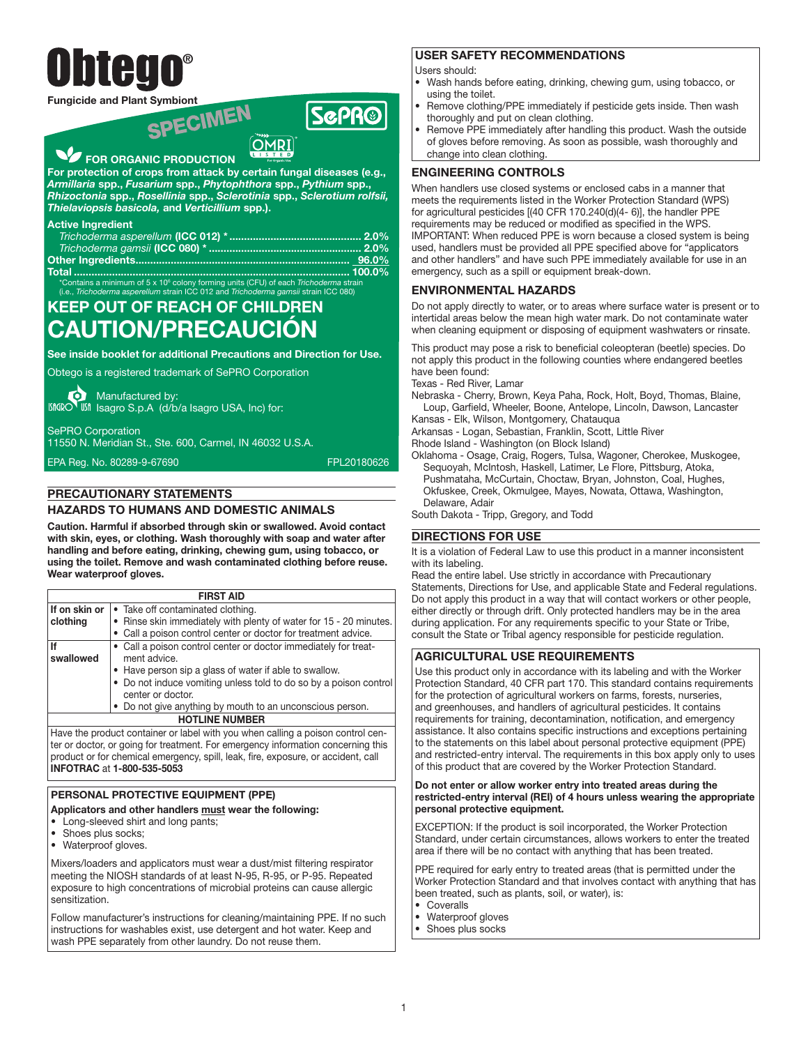# Obtego®

**Fungicide and Plant Symbiont**

SPECIMEN

SePRO

OMRI LISTED For Organic Use

**FOR ORGANIC PRODUCTION**

**For protection of crops from attack by certain fungal diseases (e.g., *Armillaria* spp., *Fusarium* spp., *Phytophthora* spp., *Pythium* spp., *Rhizoctonia* spp., *Rosellinia* spp., *Sclerotinia* spp., *Sclerotium rolfsii, Thielaviopsis basicola,* and *Verticillium* spp.).**

**Active Ingredient**

| | |
|---|---|
| *Trichoderma asperellum* **(ICC 012) *** | **2.0%** |
| *Trichoderma gamsii* **(ICC 080) *** | **2.0%** |
| **Other Ingredients** | **96.0%** |
| **Total** | **100.0%** |

*Contains a minimum of 5 x $10^6$ colony forming units (CFU) of each *Trichoderma* strain (i.e., *Trichoderma asperellum* strain ICC 012 and *Trichoderma gamsii* strain ICC 080)

## KEEP OUT OF REACH OF CHILDREN
## CAUTION/PRECAUCIÓN

**See inside booklet for additional Precautions and Direction for Use.**

Obtego is a registered trademark of SePRO Corporation

Manufactured by:
Isagro S.p.A (d/b/a Isagro USA, Inc) for:

SePRO Corporation
11550 N. Meridian St., Ste. 600, Carmel, IN 46032 U.S.A.

EPA Reg. No. 80289-9-67690 FPL20180626

## PRECAUTIONARY STATEMENTS

### HAZARDS TO HUMANS AND DOMESTIC ANIMALS

**Caution. Harmful if absorbed through skin or swallowed. Avoid contact with skin, eyes, or clothing. Wash thoroughly with soap and water after handling and before eating, drinking, chewing gum, using tobacco, or using the toilet. Remove and wash contaminated clothing before reuse. Wear waterproof gloves.**

| FIRST AID | |
|---|---|
| **If on skin or clothing** | • Take off contaminated clothing.<br>• Rinse skin immediately with plenty of water for 15 - 20 minutes.<br>• Call a poison control center or doctor for treatment advice. |
| **If swallowed** | • Call a poison control center or doctor immediately for treatment advice.<br>• Have person sip a glass of water if able to swallow.<br>• Do not induce vomiting unless told to do so by a poison control center or doctor.<br>• Do not give anything by mouth to an unconscious person. |
| **HOTLINE NUMBER** | |
| Have the product container or label with you when calling a poison control center or doctor or going for treatment. For emergency information concerning this product or for chemical emergency, spill, leak, fire, exposure, or accident, call **INFOTRAC** at **1-800-535-5053** | |

### PERSONAL PROTECTIVE EQUIPMENT (PPE)

**Applicators and other handlers must wear the following:**

- Long-sleeved shirt and long pants;
- Shoes plus socks;
- Waterproof gloves.

Mixers/loaders and applicators must wear a dust/mist filtering respirator meeting the NIOSH standards of at least N-95, R-95, or P-95. Repeated exposure to high concentrations of microbial proteins can cause allergic sensitization.

Follow manufacturer's instructions for cleaning/maintaining PPE. If no such instructions for washables exist, use detergent and hot water. Keep and wash PPE separately from other laundry. Do not reuse them.

### USER SAFETY RECOMMENDATIONS

Users should:

- Wash hands before eating, drinking, chewing gum, using tobacco, or using the toilet.
- Remove clothing/PPE immediately if pesticide gets inside. Then wash thoroughly and put on clean clothing.
- Remove PPE immediately after handling this product. Wash the outside of gloves before removing. As soon as possible, wash thoroughly and change into clean clothing.

### ENGINEERING CONTROLS

When handlers use closed systems or enclosed cabs in a manner that meets the requirements listed in the Worker Protection Standard (WPS) for agricultural pesticides [(40 CFR 170.240(d)(4- 6)], the handler PPE requirements may be reduced or modified as specified in the WPS. IMPORTANT: When reduced PPE is worn because a closed system is being used, handlers must be provided all PPE specified above for "applicators and other handlers" and have such PPE immediately available for use in an emergency, such as a spill or equipment break-down.

### ENVIRONMENTAL HAZARDS

Do not apply directly to water, or to areas where surface water is present or to intertidal areas below the mean high water mark. Do not contaminate water when cleaning equipment or disposing of equipment washwaters or rinsate.

This product may pose a risk to beneficial coleopteran (beetle) species. Do not apply this product in the following counties where endangered beetles have been found:

Texas - Red River, Lamar
Nebraska - Cherry, Brown, Keya Paha, Rock, Holt, Boyd, Thomas, Blaine, Loup, Garfield, Wheeler, Boone, Antelope, Lincoln, Dawson, Lancaster
Kansas - Elk, Wilson, Montgomery, Chatauqua
Arkansas - Logan, Sebastian, Franklin, Scott, Little River
Rhode Island - Washington (on Block Island)
Oklahoma - Osage, Craig, Rogers, Tulsa, Wagoner, Cherokee, Muskogee, Sequoyah, McIntosh, Haskell, Latimer, Le Flore, Pittsburg, Atoka, Pushmataha, McCurtain, Choctaw, Bryan, Johnston, Coal, Hughes, Okfuskee, Creek, Okmulgee, Mayes, Nowata, Ottawa, Washington, Delaware, Adair
South Dakota - Tripp, Gregory, and Todd

## DIRECTIONS FOR USE

It is a violation of Federal Law to use this product in a manner inconsistent with its labeling.
Read the entire label. Use strictly in accordance with Precautionary Statements, Directions for Use, and applicable State and Federal regulations. Do not apply this product in a way that will contact workers or other people, either directly or through drift. Only protected handlers may be in the area during application. For any requirements specific to your State or Tribe, consult the State or Tribal agency responsible for pesticide regulation.

### AGRICULTURAL USE REQUIREMENTS

Use this product only in accordance with its labeling and with the Worker Protection Standard, 40 CFR part 170. This standard contains requirements for the protection of agricultural workers on farms, forests, nurseries, and greenhouses, and handlers of agricultural pesticides. It contains requirements for training, decontamination, notification, and emergency assistance. It also contains specific instructions and exceptions pertaining to the statements on this label about personal protective equipment (PPE) and restricted-entry interval. The requirements in this box apply only to uses of this product that are covered by the Worker Protection Standard.

**Do not enter or allow worker entry into treated areas during the restricted-entry interval (REI) of 4 hours unless wearing the appropriate personal protective equipment.**

EXCEPTION: If the product is soil incorporated, the Worker Protection Standard, under certain circumstances, allows workers to enter the treated area if there will be no contact with anything that has been treated.

PPE required for early entry to treated areas (that is permitted under the Worker Protection Standard and that involves contact with anything that has been treated, such as plants, soil, or water), is:

- Coveralls
- Waterproof gloves
- Shoes plus socks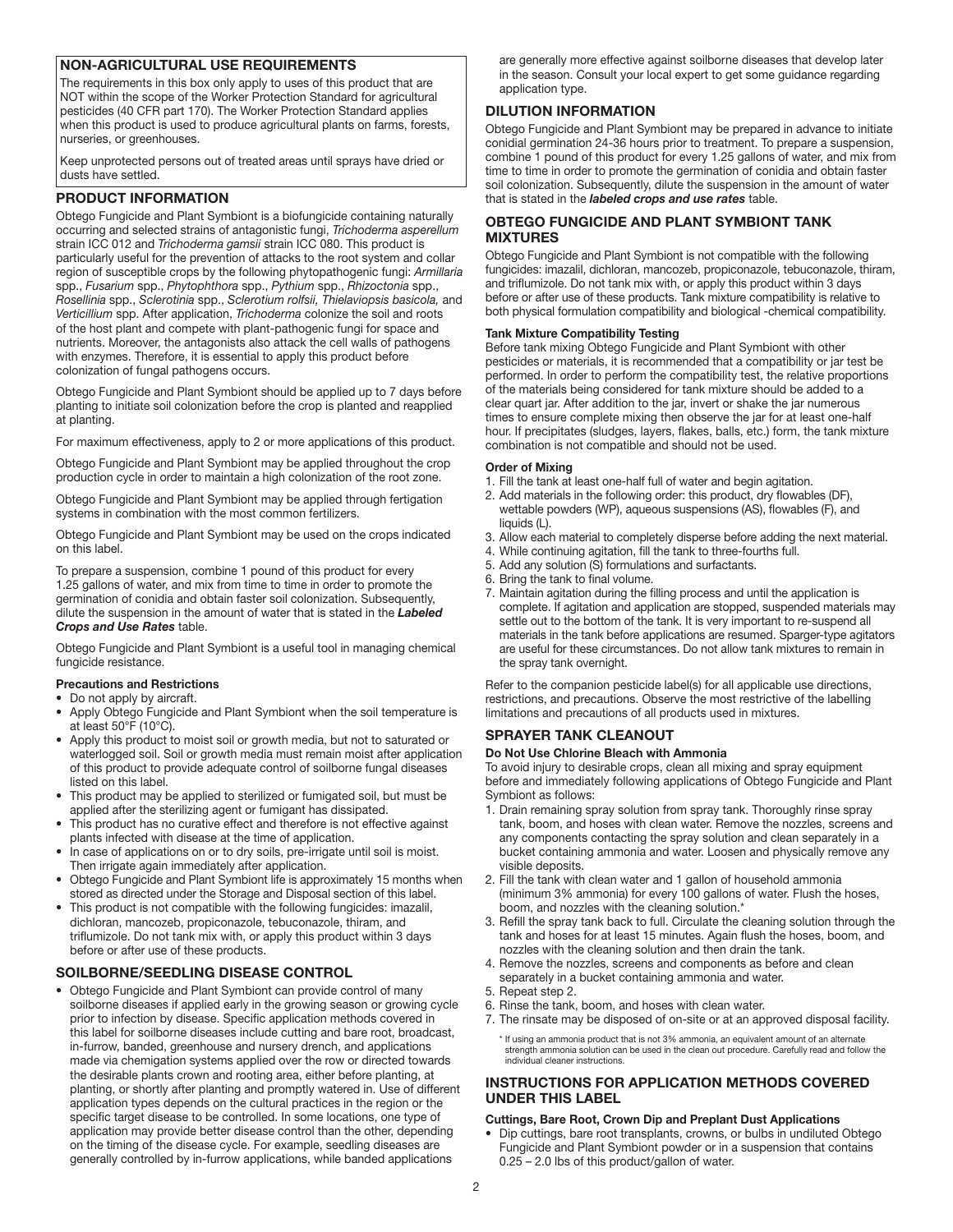## NON-AGRICULTURAL USE REQUIREMENTS

The requirements in this box only apply to uses of this product that are NOT within the scope of the Worker Protection Standard for agricultural pesticides (40 CFR part 170). The Worker Protection Standard applies when this product is used to produce agricultural plants on farms, forests, nurseries, or greenhouses.

Keep unprotected persons out of treated areas until sprays have dried or dusts have settled.

## PRODUCT INFORMATION

Obtego Fungicide and Plant Symbiont is a biofungicide containing naturally occurring and selected strains of antagonistic fungi, *Trichoderma asperellum* strain ICC 012 and *Trichoderma gamsii* strain ICC 080. This product is particularly useful for the prevention of attacks to the root system and collar region of susceptible crops by the following phytopathogenic fungi: *Armillaria* spp., *Fusarium* spp., *Phytophthora* spp., *Pythium* spp., *Rhizoctonia* spp., *Rosellinia* spp., *Sclerotinia* spp., *Sclerotium rolfsii, Thielaviopsis basicola,* and *Verticillium* spp. After application, *Trichoderma* colonize the soil and roots of the host plant and compete with plant-pathogenic fungi for space and nutrients. Moreover, the antagonists also attack the cell walls of pathogens with enzymes. Therefore, it is essential to apply this product before colonization of fungal pathogens occurs.

Obtego Fungicide and Plant Symbiont should be applied up to 7 days before planting to initiate soil colonization before the crop is planted and reapplied at planting.

For maximum effectiveness, apply to 2 or more applications of this product.

Obtego Fungicide and Plant Symbiont may be applied throughout the crop production cycle in order to maintain a high colonization of the root zone.

Obtego Fungicide and Plant Symbiont may be applied through fertigation systems in combination with the most common fertilizers.

Obtego Fungicide and Plant Symbiont may be used on the crops indicated on this label.

To prepare a suspension, combine 1 pound of this product for every 1.25 gallons of water, and mix from time to time in order to promote the germination of conidia and obtain faster soil colonization. Subsequently, dilute the suspension in the amount of water that is stated in the ***Labeled Crops and Use Rates*** table.

Obtego Fungicide and Plant Symbiont is a useful tool in managing chemical fungicide resistance.

### Precautions and Restrictions

- Do not apply by aircraft.
- Apply Obtego Fungicide and Plant Symbiont when the soil temperature is at least 50°F (10°C).
- Apply this product to moist soil or growth media, but not to saturated or waterlogged soil. Soil or growth media must remain moist after application of this product to provide adequate control of soilborne fungal diseases listed on this label.
- This product may be applied to sterilized or fumigated soil, but must be applied after the sterilizing agent or fumigant has dissipated.
- This product has no curative effect and therefore is not effective against plants infected with disease at the time of application.
- In case of applications on or to dry soils, pre-irrigate until soil is moist. Then irrigate again immediately after application.
- Obtego Fungicide and Plant Symbiont life is approximately 15 months when stored as directed under the Storage and Disposal section of this label.
- This product is not compatible with the following fungicides: imazalil, dichloran, mancozeb, propiconazole, tebuconazole, thiram, and triflumizole. Do not tank mix with, or apply this product within 3 days before or after use of these products.

## SOILBORNE/SEEDLING DISEASE CONTROL

- Obtego Fungicide and Plant Symbiont can provide control of many soilborne diseases if applied early in the growing season or growing cycle prior to infection by disease. Specific application methods covered in this label for soilborne diseases include cutting and bare root, broadcast, in-furrow, banded, greenhouse and nursery drench, and applications made via chemigation systems applied over the row or directed towards the desirable plants crown and rooting area, either before planting, at planting, or shortly after planting and promptly watered in. Use of different application types depends on the cultural practices in the region or the specific target disease to be controlled. In some locations, one type of application may provide better disease control than the other, depending on the timing of the disease cycle. For example, seedling diseases are generally controlled by in-furrow applications, while banded applications are generally more effective against soilborne diseases that develop later in the season. Consult your local expert to get some guidance regarding application type.

## DILUTION INFORMATION

Obtego Fungicide and Plant Symbiont may be prepared in advance to initiate conidial germination 24-36 hours prior to treatment. To prepare a suspension, combine 1 pound of this product for every 1.25 gallons of water, and mix from time to time in order to promote the germination of conidia and obtain faster soil colonization. Subsequently, dilute the suspension in the amount of water that is stated in the ***labeled crops and use rates*** table.

## OBTEGO FUNGICIDE AND PLANT SYMBIONT TANK MIXTURES

Obtego Fungicide and Plant Symbiont is not compatible with the following fungicides: imazalil, dichloran, mancozeb, propiconazole, tebuconazole, thiram, and triflumizole. Do not tank mix with, or apply this product within 3 days before or after use of these products. Tank mixture compatibility is relative to both physical formulation compatibility and biological -chemical compatibility.

### Tank Mixture Compatibility Testing

Before tank mixing Obtego Fungicide and Plant Symbiont with other pesticides or materials, it is recommended that a compatibility or jar test be performed. In order to perform the compatibility test, the relative proportions of the materials being considered for tank mixture should be added to a clear quart jar. After addition to the jar, invert or shake the jar numerous times to ensure complete mixing then observe the jar for at least one-half hour. If precipitates (sludges, layers, flakes, balls, etc.) form, the tank mixture combination is not compatible and should not be used.

### Order of Mixing

1. Fill the tank at least one-half full of water and begin agitation.
2. Add materials in the following order: this product, dry flowables (DF), wettable powders (WP), aqueous suspensions (AS), flowables (F), and liquids (L).
3. Allow each material to completely disperse before adding the next material.
4. While continuing agitation, fill the tank to three-fourths full.
5. Add any solution (S) formulations and surfactants.
6. Bring the tank to final volume.
7. Maintain agitation during the filling process and until the application is complete. If agitation and application are stopped, suspended materials may settle out to the bottom of the tank. It is very important to re-suspend all materials in the tank before applications are resumed. Sparger-type agitators are useful for these circumstances. Do not allow tank mixtures to remain in the spray tank overnight.

Refer to the companion pesticide label(s) for all applicable use directions, restrictions, and precautions. Observe the most restrictive of the labelling limitations and precautions of all products used in mixtures.

## SPRAYER TANK CLEANOUT

### Do Not Use Chlorine Bleach with Ammonia

To avoid injury to desirable crops, clean all mixing and spray equipment before and immediately following applications of Obtego Fungicide and Plant Symbiont as follows:

1. Drain remaining spray solution from spray tank. Thoroughly rinse spray tank, boom, and hoses with clean water. Remove the nozzles, screens and any components contacting the spray solution and clean separately in a bucket containing ammonia and water. Loosen and physically remove any visible deposits.
2. Fill the tank with clean water and 1 gallon of household ammonia (minimum 3% ammonia) for every 100 gallons of water. Flush the hoses, boom, and nozzles with the cleaning solution.*
3. Refill the spray tank back to full. Circulate the cleaning solution through the tank and hoses for at least 15 minutes. Again flush the hoses, boom, and nozzles with the cleaning solution and then drain the tank.
4. Remove the nozzles, screens and components as before and clean separately in a bucket containing ammonia and water.
5. Repeat step 2.
6. Rinse the tank, boom, and hoses with clean water.
7. The rinsate may be disposed of on-site or at an approved disposal facility.

\* If using an ammonia product that is not 3% ammonia, an equivalent amount of an alternate strength ammonia solution can be used in the clean out procedure. Carefully read and follow the individual cleaner instructions.

## INSTRUCTIONS FOR APPLICATION METHODS COVERED UNDER THIS LABEL

### Cuttings, Bare Root, Crown Dip and Preplant Dust Applications

- Dip cuttings, bare root transplants, crowns, or bulbs in undiluted Obtego Fungicide and Plant Symbiont powder or in a suspension that contains 0.25 – 2.0 lbs of this product/gallon of water.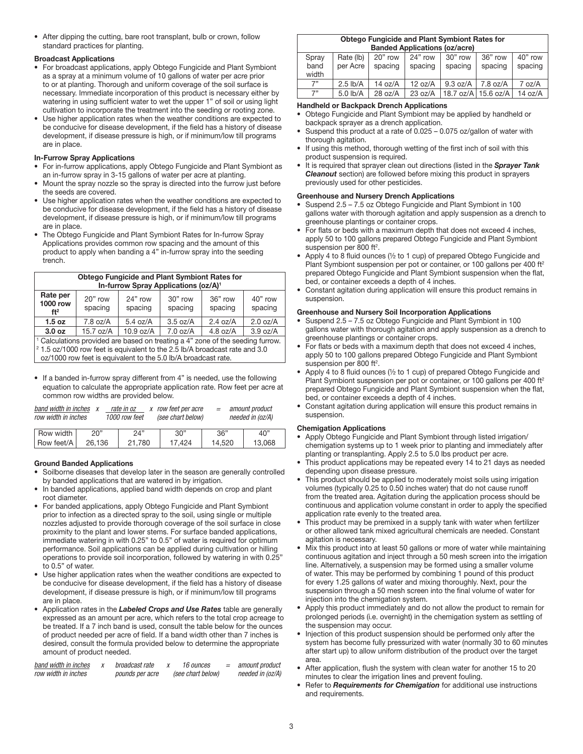- After dipping the cutting, bare root transplant, bulb or crown, follow standard practices for planting.

**Broadcast Applications**

- For broadcast applications, apply Obtego Fungicide and Plant Symbiont as a spray at a minimum volume of 10 gallons of water per acre prior to or at planting. Thorough and uniform coverage of the soil surface is necessary. Immediate incorporation of this product is necessary either by watering in using sufficient water to wet the upper 1" of soil or using light cultivation to incorporate the treatment into the seeding or rooting zone.
- Use higher application rates when the weather conditions are expected to be conducive for disease development, if the field has a history of disease development, if disease pressure is high, or if minimum/low till programs are in place.

**In-Furrow Spray Applications**

- For in-furrow applications, apply Obtego Fungicide and Plant Symbiont as an in-furrow spray in 3-15 gallons of water per acre at planting.
- Mount the spray nozzle so the spray is directed into the furrow just before the seeds are covered.
- Use higher application rates when the weather conditions are expected to be conducive for disease development, if the field has a history of disease development, if disease pressure is high, or if minimum/low till programs are in place.
- The Obtego Fungicide and Plant Symbiont Rates for In-furrow Spray Applications provides common row spacing and the amount of this product to apply when banding a 4" in-furrow spray into the seeding trench.

| Obtego Fungicide and Plant Symbiont Rates for In-furrow Spray Applications (oz/A)[1] | | | | | |
|---|---|---|---|---|---|
| Rate per 1000 row ft² | 20" row spacing | 24" row spacing | 30" row spacing | 36" row spacing | 40" row spacing |
| **1.5 oz** | 7.8 oz/A | 5.4 oz/A | 3.5 oz/A | 2.4 oz/A | 2.0 oz/A |
| **3.0 oz** | 15.7 oz/A | 10.9 oz/A | 7.0 oz/A | 4.8 oz/A | 3.9 oz/A |

[1] Calculations provided are based on treating a 4" zone of the seeding furrow.
[2] 1.5 oz/1000 row feet is equivalent to the 2.5 lb/A broadcast rate and 3.0 oz/1000 row feet is equivalent to the 5.0 lb/A broadcast rate.

- If a banded in-furrow spray different from 4" is needed, use the following equation to calculate the appropriate application rate. Row feet per acre at common row widths are provided below.

$$\frac{\text{band width in inches}}{\text{row width in inches}} \times \frac{\text{rate in oz}}{\text{1000 row feet}} \times \text{row feet per acre (see chart below)} = \text{amount product needed in (oz/A)}$$

| Row width | 20" | 24" | 30" | 36" | 40" |
|---|---|---|---|---|---|
| Row feet/A | 26,136 | 21,780 | 17,424 | 14,520 | 13,068 |

**Ground Banded Applications**

- Soilborne diseases that develop later in the season are generally controlled by banded applications that are watered in by irrigation.
- In banded applications, applied band width depends on crop and plant root diameter.
- For banded applications, apply Obtego Fungicide and Plant Symbiont prior to infection as a directed spray to the soil, using single or multiple nozzles adjusted to provide thorough coverage of the soil surface in close proximity to the plant and lower stems. For surface banded applications, immediate watering in with 0.25" to 0.5" of water is required for optimum performance. Soil applications can be applied during cultivation or hilling operations to provide soil incorporation, followed by watering in with 0.25" to 0.5" of water.
- Use higher application rates when the weather conditions are expected to be conducive for disease development, if the field has a history of disease development, if disease pressure is high, or if minimum/low till programs are in place.
- Application rates in the ***Labeled Crops and Use Rates*** table are generally expressed as an amount per acre, which refers to the total crop acreage to be treated. If a 7 inch band is used, consult the table below for the ounces of product needed per acre of field. If a band width other than 7 inches is desired, consult the formula provided below to determine the appropriate amount of product needed.

$$\frac{\text{band width in inches}}{\text{row width in inches}} \times \frac{\text{broadcast rate}}{\text{pounds per acre}} \times \text{16 ounces (see chart below)} = \text{amount product needed in (oz/A)}$$

| Obtego Fungicide and Plant Symbiont Rates for Banded Applications (oz/acre) | | | | | | |
|---|---|---|---|---|---|---|
| Spray band width | Rate (lb) per Acre | 20" row spacing | 24" row spacing | 30" row spacing | 36" row spacing | 40" row spacing |
| 7" | 2.5 lb/A | 14 oz/A | 12 oz/A | 9.3 oz/A | 7.8 oz/A | 7 oz/A |
| 7" | 5.0 lb/A | 28 oz/A | 23 oz/A | 18.7 oz/A | 15.6 oz/A | 14 oz/A |

**Handheld or Backpack Drench Applications**

- Obtego Fungicide and Plant Symbiont may be applied by handheld or backpack sprayer as a drench application.
- Suspend this product at a rate of 0.025 – 0.075 oz/gallon of water with thorough agitation.
- If using this method, thorough wetting of the first inch of soil with this product suspension is required.
- It is required that sprayer clean out directions (listed in the ***Sprayer Tank Cleanout*** section) are followed before mixing this product in sprayers previously used for other pesticides.

**Greenhouse and Nursery Drench Applications**

- Suspend 2.5 – 7.5 oz Obtego Fungicide and Plant Symbiont in 100 gallons water with thorough agitation and apply suspension as a drench to greenhouse plantings or container crops.
- For flats or beds with a maximum depth that does not exceed 4 inches, apply 50 to 100 gallons prepared Obtego Fungicide and Plant Symbiont suspension per 800 ft².
- Apply 4 to 8 fluid ounces (½ to 1 cup) of prepared Obtego Fungicide and Plant Symbiont suspension per pot or container, or 100 gallons per 400 ft² prepared Obtego Fungicide and Plant Symbiont suspension when the flat, bed, or container exceeds a depth of 4 inches.
- Constant agitation during application will ensure this product remains in suspension.

**Greenhouse and Nursery Soil Incorporation Applications**

- Suspend 2.5 – 7.5 oz Obtego Fungicide and Plant Symbiont in 100 gallons water with thorough agitation and apply suspension as a drench to greenhouse plantings or container crops.
- For flats or beds with a maximum depth that does not exceed 4 inches, apply 50 to 100 gallons prepared Obtego Fungicide and Plant Symbiont suspension per 800 ft².
- Apply 4 to 8 fluid ounces (½ to 1 cup) of prepared Obtego Fungicide and Plant Symbiont suspension per pot or container, or 100 gallons per 400 ft² prepared Obtego Fungicide and Plant Symbiont suspension when the flat, bed, or container exceeds a depth of 4 inches.
- Constant agitation during application will ensure this product remains in suspension.

**Chemigation Applications**

- Apply Obtego Fungicide and Plant Symbiont through listed irrigation/chemigation systems up to 1 week prior to planting and immediately after planting or transplanting. Apply 2.5 to 5.0 lbs product per acre.
- This product applications may be repeated every 14 to 21 days as needed depending upon disease pressure.
- This product should be applied to moderately moist soils using irrigation volumes (typically 0.25 to 0.50 inches water) that do not cause runoff from the treated area. Agitation during the application process should be continuous and application volume constant in order to apply the specified application rate evenly to the treated area.
- This product may be premixed in a supply tank with water when fertilizer or other allowed tank mixed agricultural chemicals are needed. Constant agitation is necessary.
- Mix this product into at least 50 gallons or more of water while maintaining continuous agitation and inject through a 50 mesh screen into the irrigation line. Alternatively, a suspension may be formed using a smaller volume of water. This may be performed by combining 1 pound of this product for every 1.25 gallons of water and mixing thoroughly. Next, pour the suspension through a 50 mesh screen into the final volume of water for injection into the chemigation system.
- Apply this product immediately and do not allow the product to remain for prolonged periods (i.e. overnight) in the chemigation system as settling of the suspension may occur.
- Injection of this product suspension should be performed only after the system has become fully pressurized with water (normally 30 to 60 minutes after start up) to allow uniform distribution of the product over the target area.
- After application, flush the system with clean water for another 15 to 20 minutes to clear the irrigation lines and prevent fouling.
- Refer to ***Requirements for Chemigation*** for additional use instructions and requirements.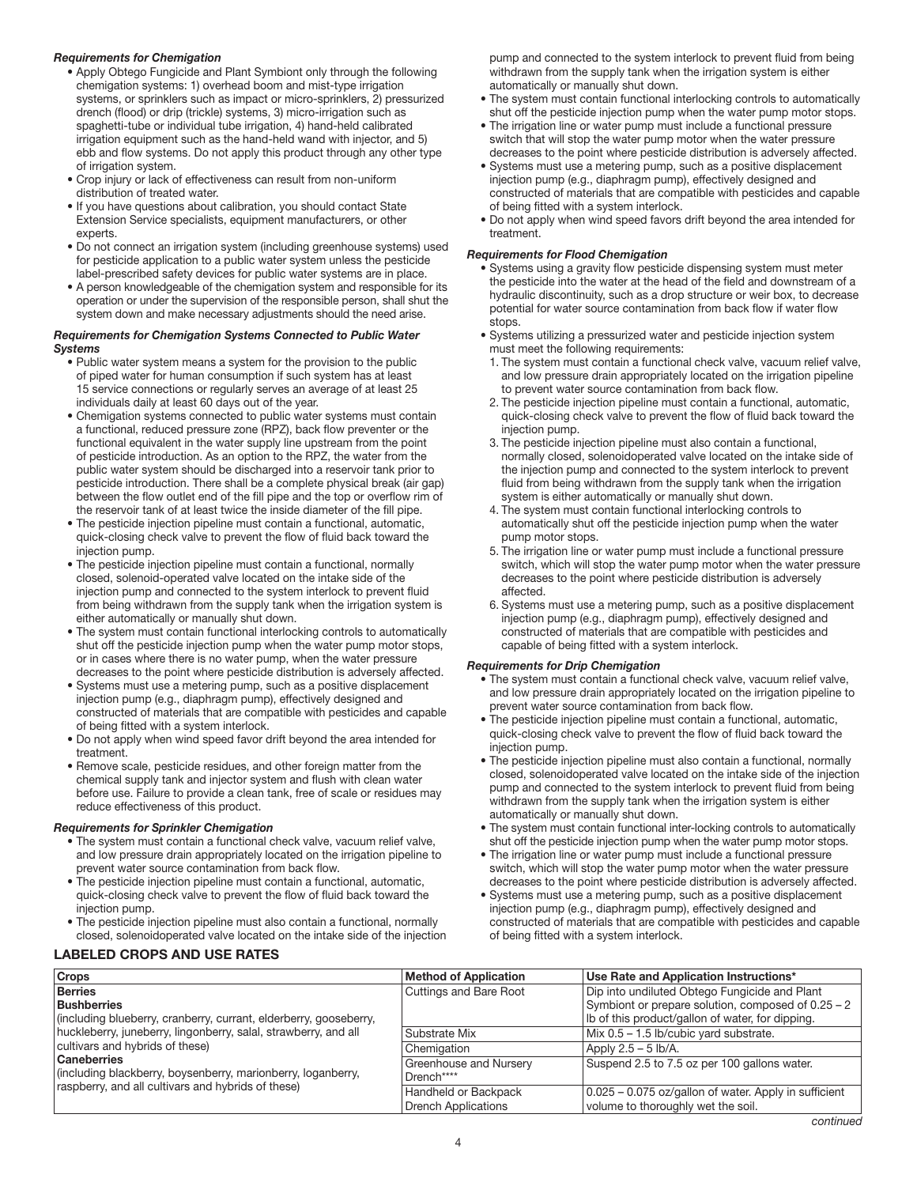***Requirements for Chemigation***

- Apply Obtego Fungicide and Plant Symbiont only through the following chemigation systems: 1) overhead boom and mist-type irrigation systems, or sprinklers such as impact or micro-sprinklers, 2) pressurized drench (flood) or drip (trickle) systems, 3) micro-irrigation such as spaghetti-tube or individual tube irrigation, 4) hand-held calibrated irrigation equipment such as the hand-held wand with injector, and 5) ebb and flow systems. Do not apply this product through any other type of irrigation system.
- Crop injury or lack of effectiveness can result from non-uniform distribution of treated water.
- If you have questions about calibration, you should contact State Extension Service specialists, equipment manufacturers, or other experts.
- Do not connect an irrigation system (including greenhouse systems) used for pesticide application to a public water system unless the pesticide label-prescribed safety devices for public water systems are in place.
- A person knowledgeable of the chemigation system and responsible for its operation or under the supervision of the responsible person, shall shut the system down and make necessary adjustments should the need arise.

***Requirements for Chemigation Systems Connected to Public Water Systems***

- Public water system means a system for the provision to the public of piped water for human consumption if such system has at least 15 service connections or regularly serves an average of at least 25 individuals daily at least 60 days out of the year.
- Chemigation systems connected to public water systems must contain a functional, reduced pressure zone (RPZ), back flow preventer or the functional equivalent in the water supply line upstream from the point of pesticide introduction. As an option to the RPZ, the water from the public water system should be discharged into a reservoir tank prior to pesticide introduction. There shall be a complete physical break (air gap) between the flow outlet end of the fill pipe and the top or overflow rim of the reservoir tank of at least twice the inside diameter of the fill pipe.
- The pesticide injection pipeline must contain a functional, automatic, quick-closing check valve to prevent the flow of fluid back toward the injection pump.
- The pesticide injection pipeline must contain a functional, normally closed, solenoid-operated valve located on the intake side of the injection pump and connected to the system interlock to prevent fluid from being withdrawn from the supply tank when the irrigation system is either automatically or manually shut down.
- The system must contain functional interlocking controls to automatically shut off the pesticide injection pump when the water pump motor stops, or in cases where there is no water pump, when the water pressure decreases to the point where pesticide distribution is adversely affected.
- Systems must use a metering pump, such as a positive displacement injection pump (e.g., diaphragm pump), effectively designed and constructed of materials that are compatible with pesticides and capable of being fitted with a system interlock.
- Do not apply when wind speed favor drift beyond the area intended for treatment.
- Remove scale, pesticide residues, and other foreign matter from the chemical supply tank and injector system and flush with clean water before use. Failure to provide a clean tank, free of scale or residues may reduce effectiveness of this product.

***Requirements for Sprinkler Chemigation***

- The system must contain a functional check valve, vacuum relief valve, and low pressure drain appropriately located on the irrigation pipeline to prevent water source contamination from back flow.
- The pesticide injection pipeline must contain a functional, automatic, quick-closing check valve to prevent the flow of fluid back toward the injection pump.
- The pesticide injection pipeline must also contain a functional, normally closed, solenoidoperated valve located on the intake side of the injection pump and connected to the system interlock to prevent fluid from being withdrawn from the supply tank when the irrigation system is either automatically or manually shut down.
- The system must contain functional interlocking controls to automatically shut off the pesticide injection pump when the water pump motor stops.
- The irrigation line or water pump must include a functional pressure switch that will stop the water pump motor when the water pressure decreases to the point where pesticide distribution is adversely affected.
- Systems must use a metering pump, such as a positive displacement injection pump (e.g., diaphragm pump), effectively designed and constructed of materials that are compatible with pesticides and capable of being fitted with a system interlock.
- Do not apply when wind speed favors drift beyond the area intended for treatment.

***Requirements for Flood Chemigation***

- Systems using a gravity flow pesticide dispensing system must meter the pesticide into the water at the head of the field and downstream of a hydraulic discontinuity, such as a drop structure or weir box, to decrease potential for water source contamination from back flow if water flow stops.
- Systems utilizing a pressurized water and pesticide injection system must meet the following requirements:
  1. The system must contain a functional check valve, vacuum relief valve, and low pressure drain appropriately located on the irrigation pipeline to prevent water source contamination from back flow.
  2. The pesticide injection pipeline must contain a functional, automatic, quick-closing check valve to prevent the flow of fluid back toward the injection pump.
  3. The pesticide injection pipeline must also contain a functional, normally closed, solenoidoperated valve located on the intake side of the injection pump and connected to the system interlock to prevent fluid from being withdrawn from the supply tank when the irrigation system is either automatically or manually shut down.
  4. The system must contain functional interlocking controls to automatically shut off the pesticide injection pump when the water pump motor stops.
  5. The irrigation line or water pump must include a functional pressure switch, which will stop the water pump motor when the water pressure decreases to the point where pesticide distribution is adversely affected.
  6. Systems must use a metering pump, such as a positive displacement injection pump (e.g., diaphragm pump), effectively designed and constructed of materials that are compatible with pesticides and capable of being fitted with a system interlock.

***Requirements for Drip Chemigation***

- The system must contain a functional check valve, vacuum relief valve, and low pressure drain appropriately located on the irrigation pipeline to prevent water source contamination from back flow.
- The pesticide injection pipeline must contain a functional, automatic, quick-closing check valve to prevent the flow of fluid back toward the injection pump.
- The pesticide injection pipeline must also contain a functional, normally closed, solenoidoperated valve located on the intake side of the injection pump and connected to the system interlock to prevent fluid from being withdrawn from the supply tank when the irrigation system is either automatically or manually shut down.
- The system must contain functional inter-locking controls to automatically shut off the pesticide injection pump when the water pump motor stops.
- The irrigation line or water pump must include a functional pressure switch, which will stop the water pump motor when the water pressure decreases to the point where pesticide distribution is adversely affected.
- Systems must use a metering pump, such as a positive displacement injection pump (e.g., diaphragm pump), effectively designed and constructed of materials that are compatible with pesticides and capable of being fitted with a system interlock.

## LABELED CROPS AND USE RATES

| Crops | Method of Application | Use Rate and Application Instructions* |
|---|---|---|
| **Berries**<br>**Bushberries**<br>(including blueberry, cranberry, currant, elderberry, gooseberry, huckleberry, juneberry, lingonberry, salal, strawberry, and all cultivars and hybrids of these)<br>**Caneberries**<br>(including blackberry, boysenberry, marionberry, loganberry, raspberry, and all cultivars and hybrids of these) | Cuttings and Bare Root | Dip into undiluted Obtego Fungicide and Plant Symbiont or prepare solution, composed of 0.25 – 2 lb of this product/gallon of water, for dipping. |
| | Substrate Mix | Mix 0.5 – 1.5 lb/cubic yard substrate. |
| | Chemigation | Apply 2.5 – 5 lb/A. |
| | Greenhouse and Nursery Drench**** | Suspend 2.5 to 7.5 oz per 100 gallons water. |
| | Handheld or Backpack Drench Applications | 0.025 – 0.075 oz/gallon of water. Apply in sufficient volume to thoroughly wet the soil. |

*continued*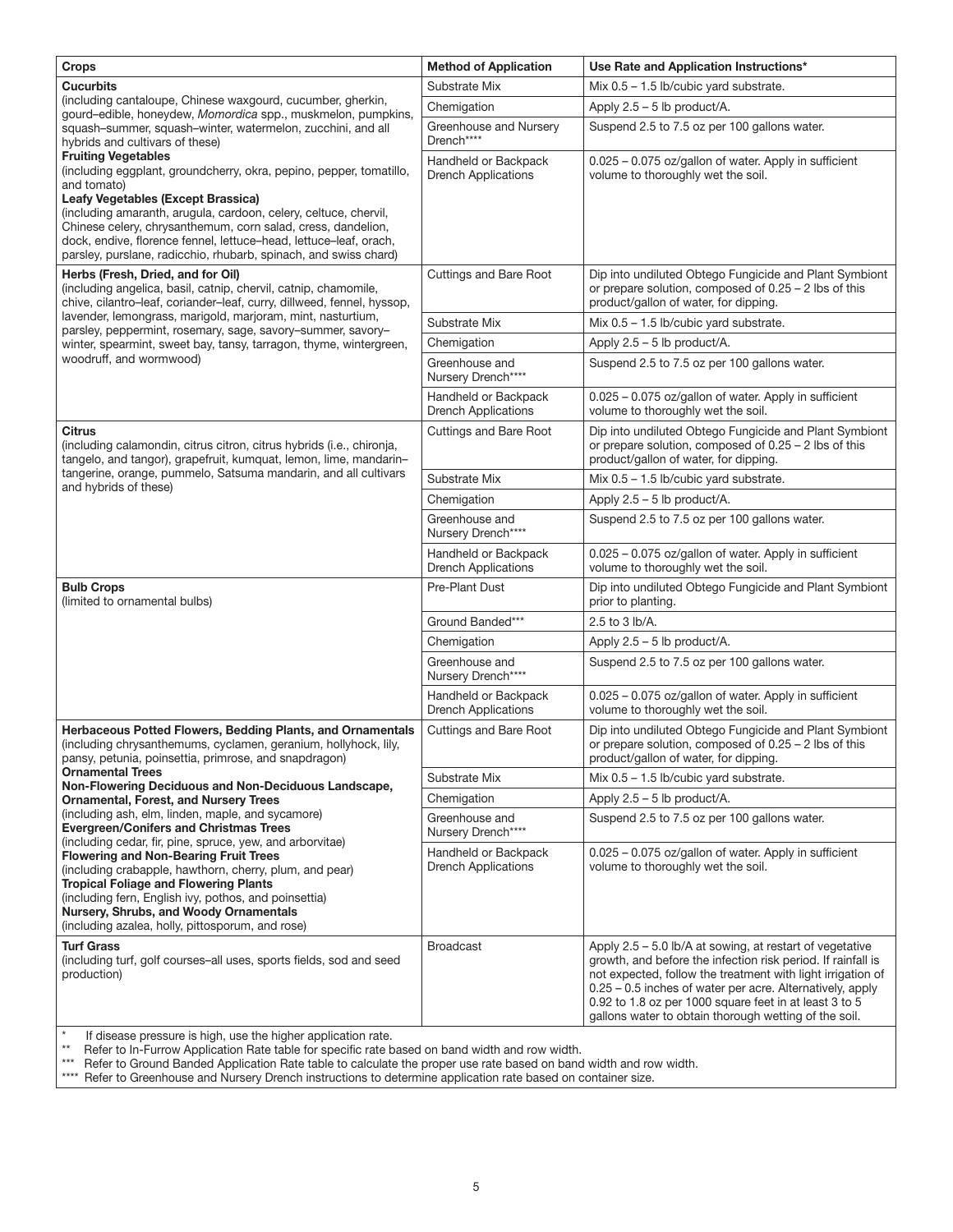| Crops | Method of Application | Use Rate and Application Instructions* |
|---|---|---|
| **Cucurbits** (including cantaloupe, Chinese waxgourd, cucumber, gherkin, gourd–edible, honeydew, *Momordica* spp., muskmelon, pumpkins, squash–summer, squash–winter, watermelon, zucchini, and all hybrids and cultivars of these) **Fruiting Vegetables** (including eggplant, groundcherry, okra, pepino, pepper, tomatillo, and tomato) **Leafy Vegetables (Except Brassica)** (including amaranth, arugula, cardoon, celery, celtuce, chervil, Chinese celery, chrysanthemum, corn salad, cress, dandelion, dock, endive, florence fennel, lettuce–head, lettuce–leaf, orach, parsley, purslane, radicchio, rhubarb, spinach, and swiss chard) | Substrate Mix | Mix 0.5 – 1.5 lb/cubic yard substrate. |
| | Chemigation | Apply 2.5 – 5 lb product/A. |
| | Greenhouse and Nursery Drench**** | Suspend 2.5 to 7.5 oz per 100 gallons water. |
| | Handheld or Backpack Drench Applications | 0.025 – 0.075 oz/gallon of water. Apply in sufficient volume to thoroughly wet the soil. |
| **Herbs (Fresh, Dried, and for Oil)** (including angelica, basil, catnip, chervil, catnip, chamomile, chive, cilantro–leaf, coriander–leaf, curry, dillweed, fennel, hyssop, lavender, lemongrass, marigold, marjoram, mint, nasturtium, parsley, peppermint, rosemary, sage, savory–summer, savory–winter, spearmint, sweet bay, tansy, tarragon, thyme, wintergreen, woodruff, and wormwood) | Cuttings and Bare Root | Dip into undiluted Obtego Fungicide and Plant Symbiont or prepare solution, composed of 0.25 – 2 lbs of this product/gallon of water, for dipping. |
| | Substrate Mix | Mix 0.5 – 1.5 lb/cubic yard substrate. |
| | Chemigation | Apply 2.5 – 5 lb product/A. |
| | Greenhouse and Nursery Drench**** | Suspend 2.5 to 7.5 oz per 100 gallons water. |
| | Handheld or Backpack Drench Applications | 0.025 – 0.075 oz/gallon of water. Apply in sufficient volume to thoroughly wet the soil. |
| **Citrus** (including calamondin, citrus citron, citrus hybrids (i.e., chironja, tangelo, and tangor), grapefruit, kumquat, lemon, lime, mandarin–tangerine, orange, pummelo, Satsuma mandarin, and all cultivars and hybrids of these) | Cuttings and Bare Root | Dip into undiluted Obtego Fungicide and Plant Symbiont or prepare solution, composed of 0.25 – 2 lbs of this product/gallon of water, for dipping. |
| | Substrate Mix | Mix 0.5 – 1.5 lb/cubic yard substrate. |
| | Chemigation | Apply 2.5 – 5 lb product/A. |
| | Greenhouse and Nursery Drench**** | Suspend 2.5 to 7.5 oz per 100 gallons water. |
| | Handheld or Backpack Drench Applications | 0.025 – 0.075 oz/gallon of water. Apply in sufficient volume to thoroughly wet the soil. |
| **Bulb Crops** (limited to ornamental bulbs) | Pre-Plant Dust | Dip into undiluted Obtego Fungicide and Plant Symbiont prior to planting. |
| | Ground Banded*** | 2.5 to 3 lb/A. |
| | Chemigation | Apply 2.5 – 5 lb product/A. |
| | Greenhouse and Nursery Drench**** | Suspend 2.5 to 7.5 oz per 100 gallons water. |
| | Handheld or Backpack Drench Applications | 0.025 – 0.075 oz/gallon of water. Apply in sufficient volume to thoroughly wet the soil. |
| **Herbaceous Potted Flowers, Bedding Plants, and Ornamentals** (including chrysanthemums, cyclamen, geranium, hollyhock, lily, pansy, petunia, poinsettia, primrose, and snapdragon) **Ornamental Trees** **Non-Flowering Deciduous and Non-Deciduous Landscape, Ornamental, Forest, and Nursery Trees** (including ash, elm, linden, maple, and sycamore) **Evergreen/Conifers and Christmas Trees** (including cedar, fir, pine, spruce, yew, and arborvitae) **Flowering and Non-Bearing Fruit Trees** (including crabapple, hawthorn, cherry, plum, and pear) **Tropical Foliage and Flowering Plants** (including fern, English ivy, pothos, and poinsettia) **Nursery, Shrubs, and Woody Ornamentals** (including azalea, holly, pittosporum, and rose) | Cuttings and Bare Root | Dip into undiluted Obtego Fungicide and Plant Symbiont or prepare solution, composed of 0.25 – 2 lbs of this product/gallon of water, for dipping. |
| | Substrate Mix | Mix 0.5 – 1.5 lb/cubic yard substrate. |
| | Chemigation | Apply 2.5 – 5 lb product/A. |
| | Greenhouse and Nursery Drench**** | Suspend 2.5 to 7.5 oz per 100 gallons water. |
| | Handheld or Backpack Drench Applications | 0.025 – 0.075 oz/gallon of water. Apply in sufficient volume to thoroughly wet the soil. |
| **Turf Grass** (including turf, golf courses–all uses, sports fields, sod and seed production) | Broadcast | Apply 2.5 – 5.0 lb/A at sowing, at restart of vegetative growth, and before the infection risk period. If rainfall is not expected, follow the treatment with light irrigation of 0.25 – 0.5 inches of water per acre. Alternatively, apply 0.92 to 1.8 oz per 1000 square feet in at least 3 to 5 gallons water to obtain thorough wetting of the soil. |

\* If disease pressure is high, use the higher application rate.

\*\* Refer to In-Furrow Application Rate table for specific rate based on band width and row width.

\*\*\* Refer to Ground Banded Application Rate table to calculate the proper use rate based on band width and row width.

\*\*\*\* Refer to Greenhouse and Nursery Drench instructions to determine application rate based on container size.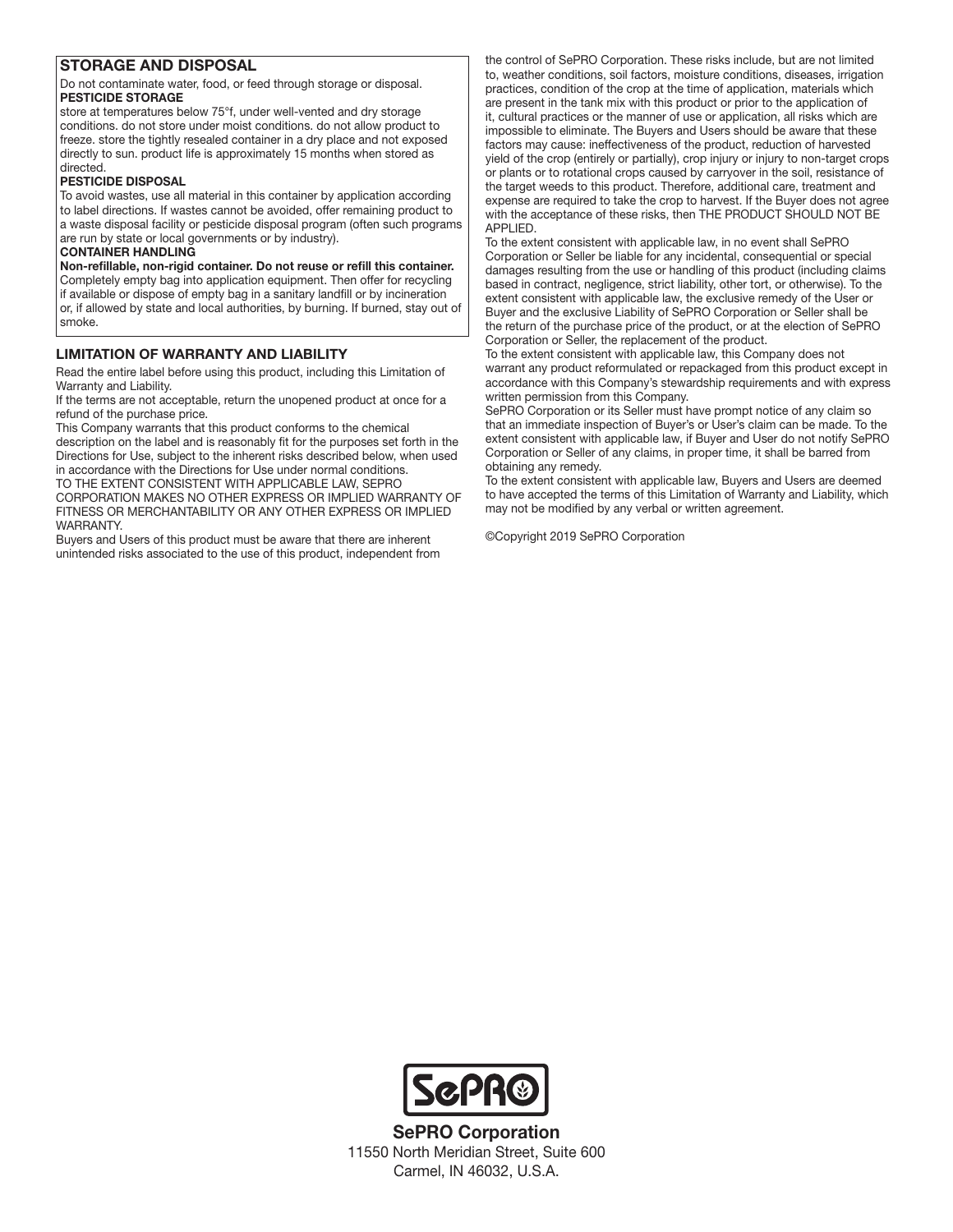## STORAGE AND DISPOSAL

Do not contaminate water, food, or feed through storage or disposal.

**PESTICIDE STORAGE**

store at temperatures below 75°f, under well-vented and dry storage conditions. do not store under moist conditions. do not allow product to freeze. store the tightly resealed container in a dry place and not exposed directly to sun. product life is approximately 15 months when stored as directed.

**PESTICIDE DISPOSAL**

To avoid wastes, use all material in this container by application according to label directions. If wastes cannot be avoided, offer remaining product to a waste disposal facility or pesticide disposal program (often such programs are run by state or local governments or by industry).

**CONTAINER HANDLING**

**Non-refillable, non-rigid container. Do not reuse or refill this container.** Completely empty bag into application equipment. Then offer for recycling if available or dispose of empty bag in a sanitary landfill or by incineration or, if allowed by state and local authorities, by burning. If burned, stay out of smoke.

## LIMITATION OF WARRANTY AND LIABILITY

Read the entire label before using this product, including this Limitation of Warranty and Liability.

If the terms are not acceptable, return the unopened product at once for a refund of the purchase price.

This Company warrants that this product conforms to the chemical description on the label and is reasonably fit for the purposes set forth in the Directions for Use, subject to the inherent risks described below, when used in accordance with the Directions for Use under normal conditions.

TO THE EXTENT CONSISTENT WITH APPLICABLE LAW, SEPRO CORPORATION MAKES NO OTHER EXPRESS OR IMPLIED WARRANTY OF FITNESS OR MERCHANTABILITY OR ANY OTHER EXPRESS OR IMPLIED WARRANTY.

Buyers and Users of this product must be aware that there are inherent unintended risks associated to the use of this product, independent from the control of SePRO Corporation. These risks include, but are not limited to, weather conditions, soil factors, moisture conditions, diseases, irrigation practices, condition of the crop at the time of application, materials which are present in the tank mix with this product or prior to the application of it, cultural practices or the manner of use or application, all risks which are impossible to eliminate. The Buyers and Users should be aware that these factors may cause: ineffectiveness of the product, reduction of harvested yield of the crop (entirely or partially), crop injury or injury to non-target crops or plants or to rotational crops caused by carryover in the soil, resistance of the target weeds to this product. Therefore, additional care, treatment and expense are required to take the crop to harvest. If the Buyer does not agree with the acceptance of these risks, then THE PRODUCT SHOULD NOT BE APPLIED.

To the extent consistent with applicable law, in no event shall SePRO Corporation or Seller be liable for any incidental, consequential or special damages resulting from the use or handling of this product (including claims based in contract, negligence, strict liability, other tort, or otherwise). To the extent consistent with applicable law, the exclusive remedy of the User or Buyer and the exclusive Liability of SePRO Corporation or Seller shall be the return of the purchase price of the product, or at the election of SePRO Corporation or Seller, the replacement of the product.

To the extent consistent with applicable law, this Company does not warrant any product reformulated or repackaged from this product except in accordance with this Company's stewardship requirements and with express written permission from this Company.

SePRO Corporation or its Seller must have prompt notice of any claim so that an immediate inspection of Buyer's or User's claim can be made. To the extent consistent with applicable law, if Buyer and User do not notify SePRO Corporation or Seller of any claims, in proper time, it shall be barred from obtaining any remedy.

To the extent consistent with applicable law, Buyers and Users are deemed to have accepted the terms of this Limitation of Warranty and Liability, which may not be modified by any verbal or written agreement.

©Copyright 2019 SePRO Corporation

SePRO

**SePRO Corporation**
11550 North Meridian Street, Suite 600
Carmel, IN 46032, U.S.A.